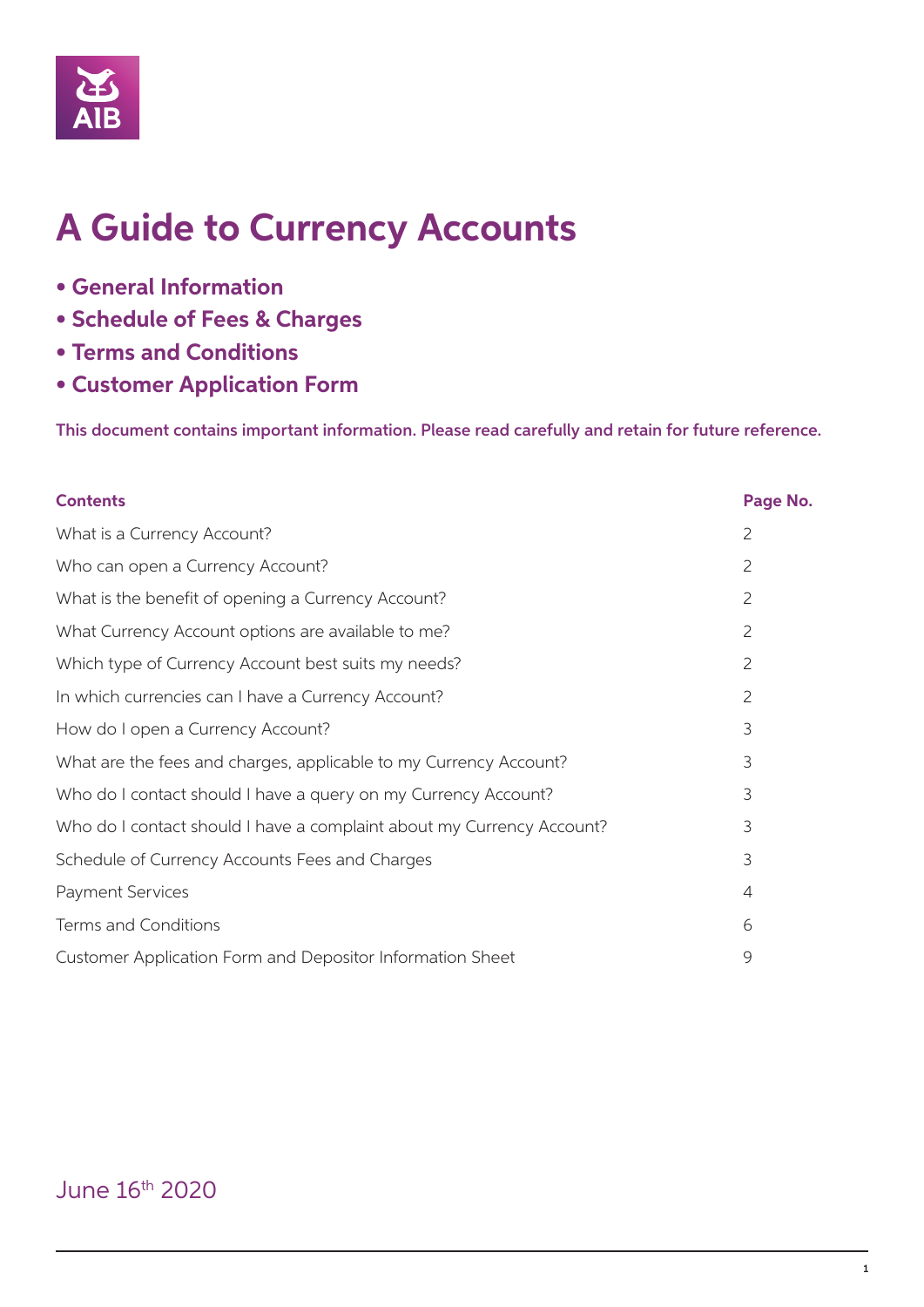AIB

# A Guide to Currency Accounts

- **General Information**
- **Schedule of Fees & Charges**
- **Terms and Conditions**
- **Customer Application Form**

**This document contains important information. Please read carefully and retain for future reference.**

| Contents | Page No. |
|---|---|
| What is a Currency Account? | 2 |
| Who can open a Currency Account? | 2 |
| What is the benefit of opening a Currency Account? | 2 |
| What Currency Account options are available to me? | 2 |
| Which type of Currency Account best suits my needs? | 2 |
| In which currencies can I have a Currency Account? | 2 |
| How do I open a Currency Account? | 3 |
| What are the fees and charges, applicable to my Currency Account? | 3 |
| Who do I contact should I have a query on my Currency Account? | 3 |
| Who do I contact should I have a complaint about my Currency Account? | 3 |
| Schedule of Currency Accounts Fees and Charges | 3 |
| Payment Services | 4 |
| Terms and Conditions | 6 |
| Customer Application Form and Depositor Information Sheet | 9 |

June 16th 2020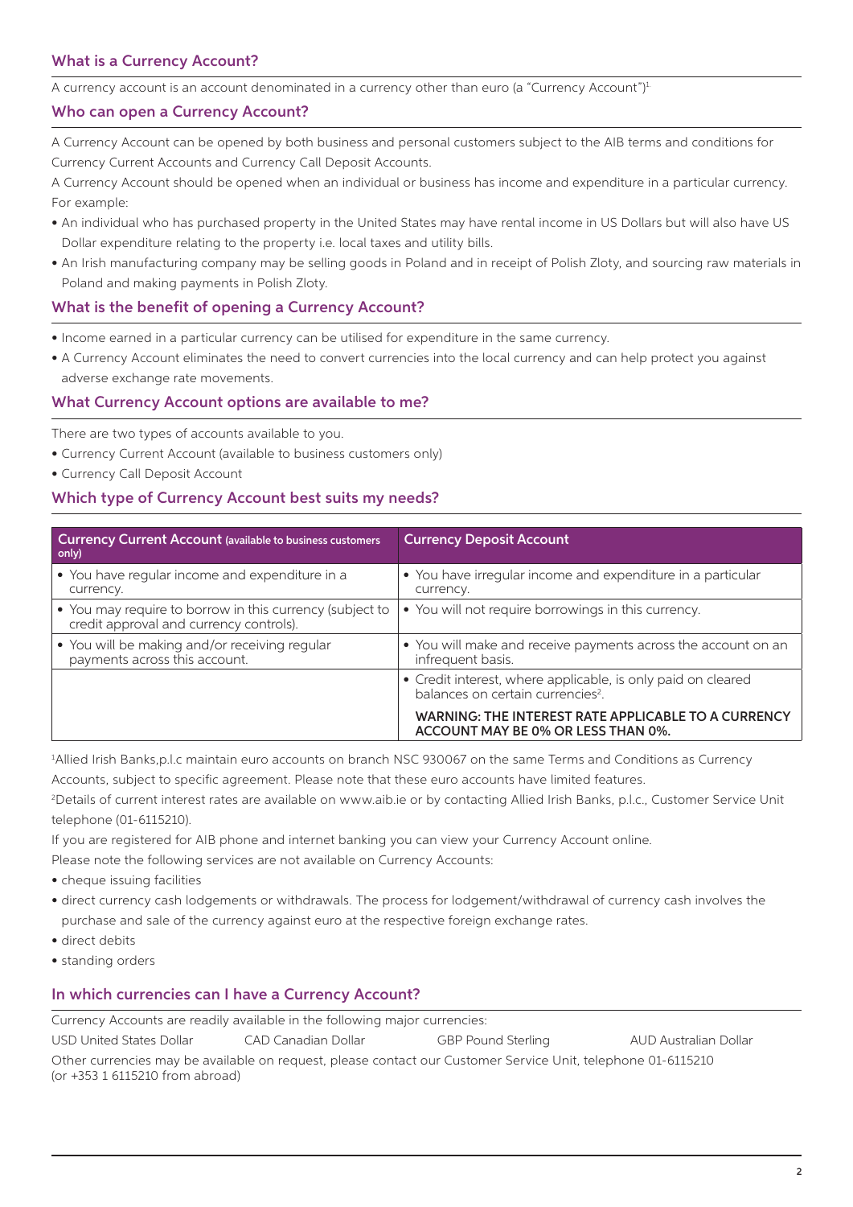## What is a Currency Account?

A currency account is an account denominated in a currency other than euro (a "Currency Account")[1]

## Who can open a Currency Account?

A Currency Account can be opened by both business and personal customers subject to the AIB terms and conditions for Currency Current Accounts and Currency Call Deposit Accounts.

A Currency Account should be opened when an individual or business has income and expenditure in a particular currency. For example:

- An individual who has purchased property in the United States may have rental income in US Dollars but will also have US Dollar expenditure relating to the property i.e. local taxes and utility bills.
- An Irish manufacturing company may be selling goods in Poland and in receipt of Polish Zloty, and sourcing raw materials in Poland and making payments in Polish Zloty.

## What is the benefit of opening a Currency Account?

- Income earned in a particular currency can be utilised for expenditure in the same currency.
- A Currency Account eliminates the need to convert currencies into the local currency and can help protect you against adverse exchange rate movements.

## What Currency Account options are available to me?

There are two types of accounts available to you.

- Currency Current Account (available to business customers only)
- Currency Call Deposit Account

## Which type of Currency Account best suits my needs?

| **Currency Current Account** (available to business customers only) | **Currency Deposit Account** |
|---|---|
| • You have regular income and expenditure in a currency. | • You have irregular income and expenditure in a particular currency. |
| • You may require to borrow in this currency (subject to credit approval and currency controls). | • You will not require borrowings in this currency. |
| • You will be making and/or receiving regular payments across this account. | • You will make and receive payments across the account on an infrequent basis. |
| | • Credit interest, where applicable, is only paid on cleared balances on certain currencies[2]. **WARNING: THE INTEREST RATE APPLICABLE TO A CURRENCY ACCOUNT MAY BE 0% OR LESS THAN 0%.** |

[1]Allied Irish Banks,p.l.c maintain euro accounts on branch NSC 930067 on the same Terms and Conditions as Currency Accounts, subject to specific agreement. Please note that these euro accounts have limited features.

[2]Details of current interest rates are available on www.aib.ie or by contacting Allied Irish Banks, p.l.c., Customer Service Unit telephone (01-6115210).

If you are registered for AIB phone and internet banking you can view your Currency Account online.

Please note the following services are not available on Currency Accounts:

- cheque issuing facilities
- direct currency cash lodgements or withdrawals. The process for lodgement/withdrawal of currency cash involves the purchase and sale of the currency against euro at the respective foreign exchange rates.
- direct debits
- standing orders

## In which currencies can I have a Currency Account?

Currency Accounts are readily available in the following major currencies:

USD United States Dollar    CAD Canadian Dollar    GBP Pound Sterling    AUD Australian Dollar

Other currencies may be available on request, please contact our Customer Service Unit, telephone 01-6115210 (or +353 1 6115210 from abroad)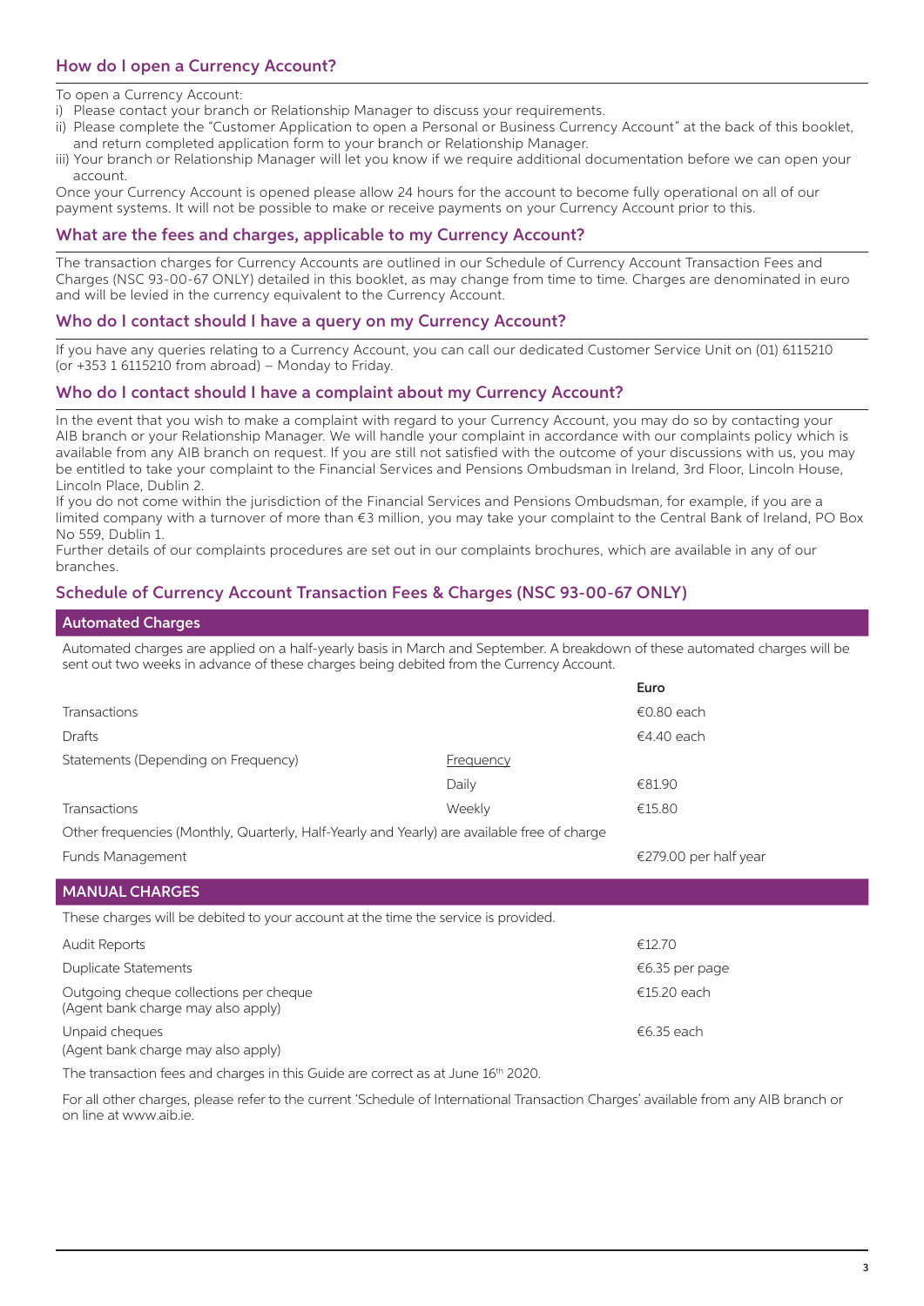## How do I open a Currency Account?

To open a Currency Account:

i) Please contact your branch or Relationship Manager to discuss your requirements.
ii) Please complete the "Customer Application to open a Personal or Business Currency Account" at the back of this booklet, and return completed application form to your branch or Relationship Manager.
iii) Your branch or Relationship Manager will let you know if we require additional documentation before we can open your account.

Once your Currency Account is opened please allow 24 hours for the account to become fully operational on all of our payment systems. It will not be possible to make or receive payments on your Currency Account prior to this.

## What are the fees and charges, applicable to my Currency Account?

The transaction charges for Currency Accounts are outlined in our Schedule of Currency Account Transaction Fees and Charges (NSC 93-00-67 ONLY) detailed in this booklet, as may change from time to time. Charges are denominated in euro and will be levied in the currency equivalent to the Currency Account.

## Who do I contact should I have a query on my Currency Account?

If you have any queries relating to a Currency Account, you can call our dedicated Customer Service Unit on (01) 6115210 (or +353 1 6115210 from abroad) – Monday to Friday.

## Who do I contact should I have a complaint about my Currency Account?

In the event that you wish to make a complaint with regard to your Currency Account, you may do so by contacting your AIB branch or your Relationship Manager. We will handle your complaint in accordance with our complaints policy which is available from any AIB branch on request. If you are still not satisfied with the outcome of your discussions with us, you may be entitled to take your complaint to the Financial Services and Pensions Ombudsman in Ireland, 3rd Floor, Lincoln House, Lincoln Place, Dublin 2.

If you do not come within the jurisdiction of the Financial Services and Pensions Ombudsman, for example, if you are a limited company with a turnover of more than €3 million, you may take your complaint to the Central Bank of Ireland, PO Box No 559, Dublin 1.

Further details of our complaints procedures are set out in our complaints brochures, which are available in any of our branches.

## Schedule of Currency Account Transaction Fees & Charges (NSC 93-00-67 ONLY)

### Automated Charges

Automated charges are applied on a half-yearly basis in March and September. A breakdown of these automated charges will be sent out two weeks in advance of these charges being debited from the Currency Account.

| | | Euro |
|---|---|---|
| Transactions | | €0.80 each |
| Drafts | | €4.40 each |
| Statements (Depending on Frequency) | Frequency | |
| | Daily | €81.90 |
| Transactions | Weekly | €15.80 |
| Other frequencies (Monthly, Quarterly, Half-Yearly and Yearly) are available free of charge | | |
| Funds Management | | €279.00 per half year |

### MANUAL CHARGES

These charges will be debited to your account at the time the service is provided.

| | |
|---|---|
| Audit Reports | €12.70 |
| Duplicate Statements | €6.35 per page |
| Outgoing cheque collections per cheque (Agent bank charge may also apply) | €15.20 each |
| Unpaid cheques (Agent bank charge may also apply) | €6.35 each |

The transaction fees and charges in this Guide are correct as at June 16th 2020.

For all other charges, please refer to the current 'Schedule of International Transaction Charges' available from any AIB branch or on line at www.aib.ie.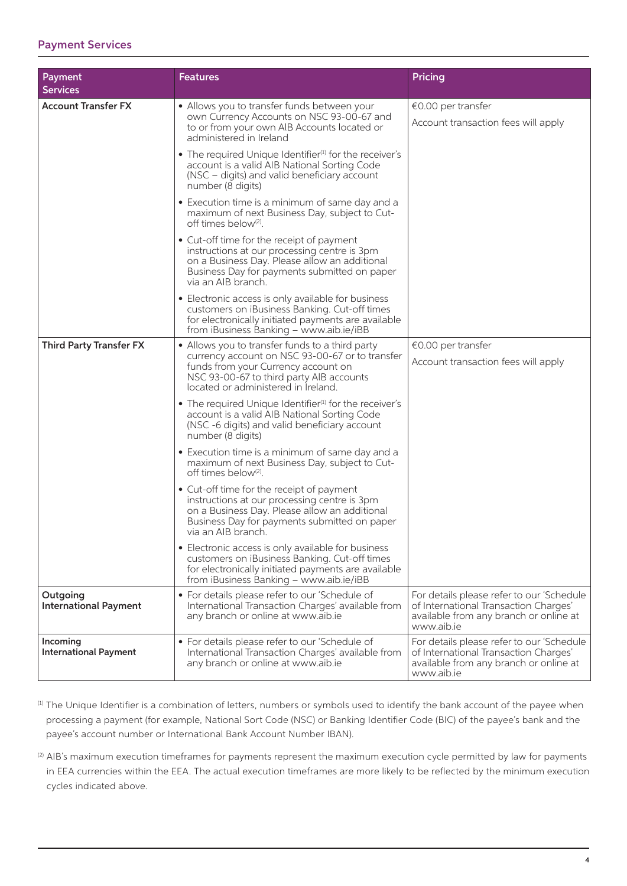## Payment Services

| Payment Services | Features | Pricing |
|---|---|---|
| **Account Transfer FX** | • Allows you to transfer funds between your own Currency Accounts on NSC 93-00-67 and to or from your own AIB Accounts located or administered in Ireland<br>• The required Unique Identifier[1] for the receiver's account is a valid AIB National Sorting Code (NSC – digits) and valid beneficiary account number (8 digits)<br>• Execution time is a minimum of same day and a maximum of next Business Day, subject to Cut-off times below[2].<br>• Cut-off time for the receipt of payment instructions at our processing centre is 3pm on a Business Day. Please allow an additional Business Day for payments submitted on paper via an AIB branch.<br>• Electronic access is only available for business customers on iBusiness Banking. Cut-off times for electronically initiated payments are available from iBusiness Banking – www.aib.ie/iBB | €0.00 per transfer<br>Account transaction fees will apply |
| **Third Party Transfer FX** | • Allows you to transfer funds to a third party currency account on NSC 93-00-67 or to transfer funds from your Currency account on NSC 93-00-67 to third party AIB accounts located or administered in Ireland.<br>• The required Unique Identifier[1] for the receiver's account is a valid AIB National Sorting Code (NSC -6 digits) and valid beneficiary account number (8 digits)<br>• Execution time is a minimum of same day and a maximum of next Business Day, subject to Cut-off times below[2].<br>• Cut-off time for the receipt of payment instructions at our processing centre is 3pm on a Business Day. Please allow an additional Business Day for payments submitted on paper via an AIB branch.<br>• Electronic access is only available for business customers on iBusiness Banking. Cut-off times for electronically initiated payments are available from iBusiness Banking – www.aib.ie/iBB | €0.00 per transfer<br>Account transaction fees will apply |
| **Outgoing International Payment** | • For details please refer to our 'Schedule of International Transaction Charges' available from any branch or online at www.aib.ie | For details please refer to our 'Schedule of International Transaction Charges' available from any branch or online at www.aib.ie |
| **Incoming International Payment** | • For details please refer to our 'Schedule of International Transaction Charges' available from any branch or online at www.aib.ie | For details please refer to our 'Schedule of International Transaction Charges' available from any branch or online at www.aib.ie |

[1] The Unique Identifier is a combination of letters, numbers or symbols used to identify the bank account of the payee when processing a payment (for example, National Sort Code (NSC) or Banking Identifier Code (BIC) of the payee's bank and the payee's account number or International Bank Account Number IBAN).

[2] AIB's maximum execution timeframes for payments represent the maximum execution cycle permitted by law for payments in EEA currencies within the EEA. The actual execution timeframes are more likely to be reflected by the minimum execution cycles indicated above.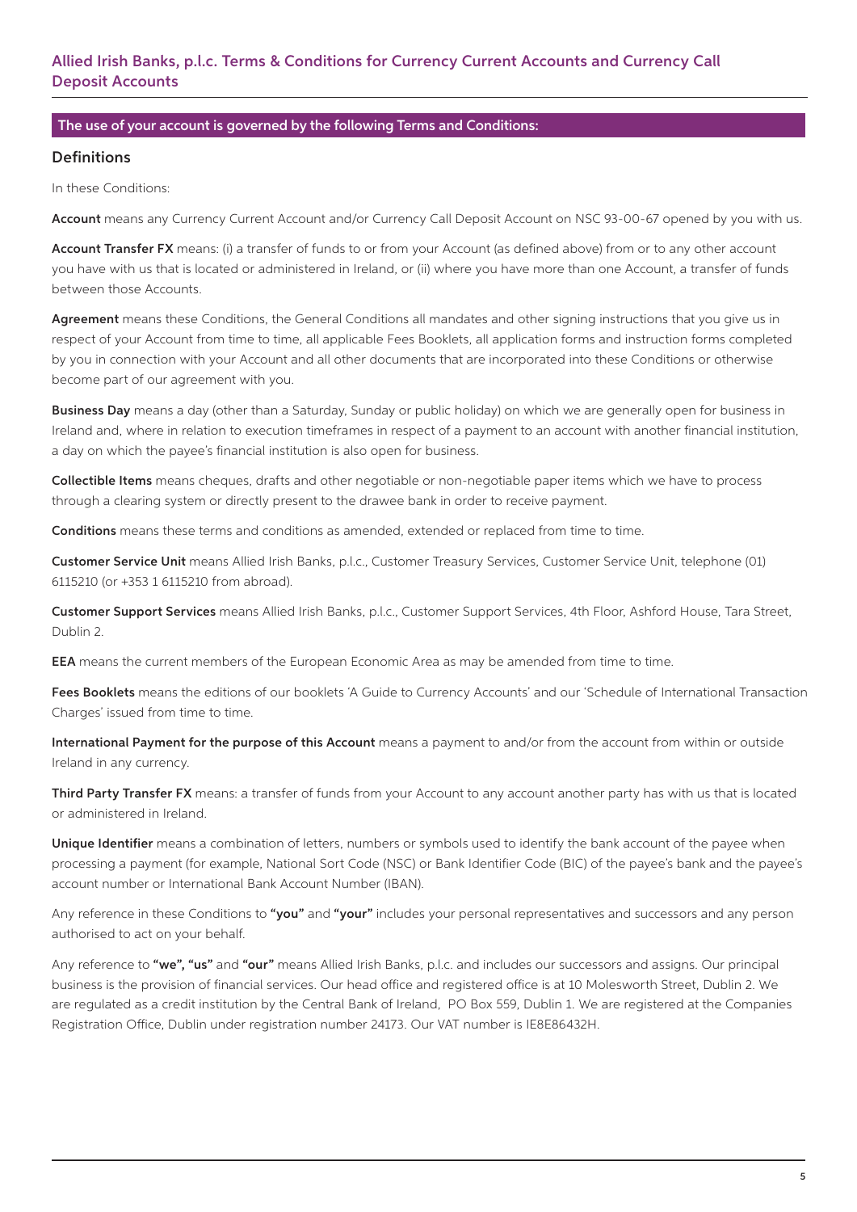## Allied Irish Banks, p.l.c. Terms & Conditions for Currency Current Accounts and Currency Call Deposit Accounts

**The use of your account is governed by the following Terms and Conditions:**

### Definitions

In these Conditions:

**Account** means any Currency Current Account and/or Currency Call Deposit Account on NSC 93-00-67 opened by you with us.

**Account Transfer FX** means: (i) a transfer of funds to or from your Account (as defined above) from or to any other account you have with us that is located or administered in Ireland, or (ii) where you have more than one Account, a transfer of funds between those Accounts.

**Agreement** means these Conditions, the General Conditions all mandates and other signing instructions that you give us in respect of your Account from time to time, all applicable Fees Booklets, all application forms and instruction forms completed by you in connection with your Account and all other documents that are incorporated into these Conditions or otherwise become part of our agreement with you.

**Business Day** means a day (other than a Saturday, Sunday or public holiday) on which we are generally open for business in Ireland and, where in relation to execution timeframes in respect of a payment to an account with another financial institution, a day on which the payee's financial institution is also open for business.

**Collectible Items** means cheques, drafts and other negotiable or non-negotiable paper items which we have to process through a clearing system or directly present to the drawee bank in order to receive payment.

**Conditions** means these terms and conditions as amended, extended or replaced from time to time.

**Customer Service Unit** means Allied Irish Banks, p.l.c., Customer Treasury Services, Customer Service Unit, telephone (01) 6115210 (or +353 1 6115210 from abroad).

**Customer Support Services** means Allied Irish Banks, p.l.c., Customer Support Services, 4th Floor, Ashford House, Tara Street, Dublin 2.

**EEA** means the current members of the European Economic Area as may be amended from time to time.

**Fees Booklets** means the editions of our booklets 'A Guide to Currency Accounts' and our 'Schedule of International Transaction Charges' issued from time to time.

**International Payment for the purpose of this Account** means a payment to and/or from the account from within or outside Ireland in any currency.

**Third Party Transfer FX** means: a transfer of funds from your Account to any account another party has with us that is located or administered in Ireland.

**Unique Identifier** means a combination of letters, numbers or symbols used to identify the bank account of the payee when processing a payment (for example, National Sort Code (NSC) or Bank Identifier Code (BIC) of the payee's bank and the payee's account number or International Bank Account Number (IBAN).

Any reference in these Conditions to **"you"** and **"your"** includes your personal representatives and successors and any person authorised to act on your behalf.

Any reference to **"we", "us"** and **"our"** means Allied Irish Banks, p.l.c. and includes our successors and assigns. Our principal business is the provision of financial services. Our head office and registered office is at 10 Molesworth Street, Dublin 2. We are regulated as a credit institution by the Central Bank of Ireland, PO Box 559, Dublin 1. We are registered at the Companies Registration Office, Dublin under registration number 24173. Our VAT number is IE8E86432H.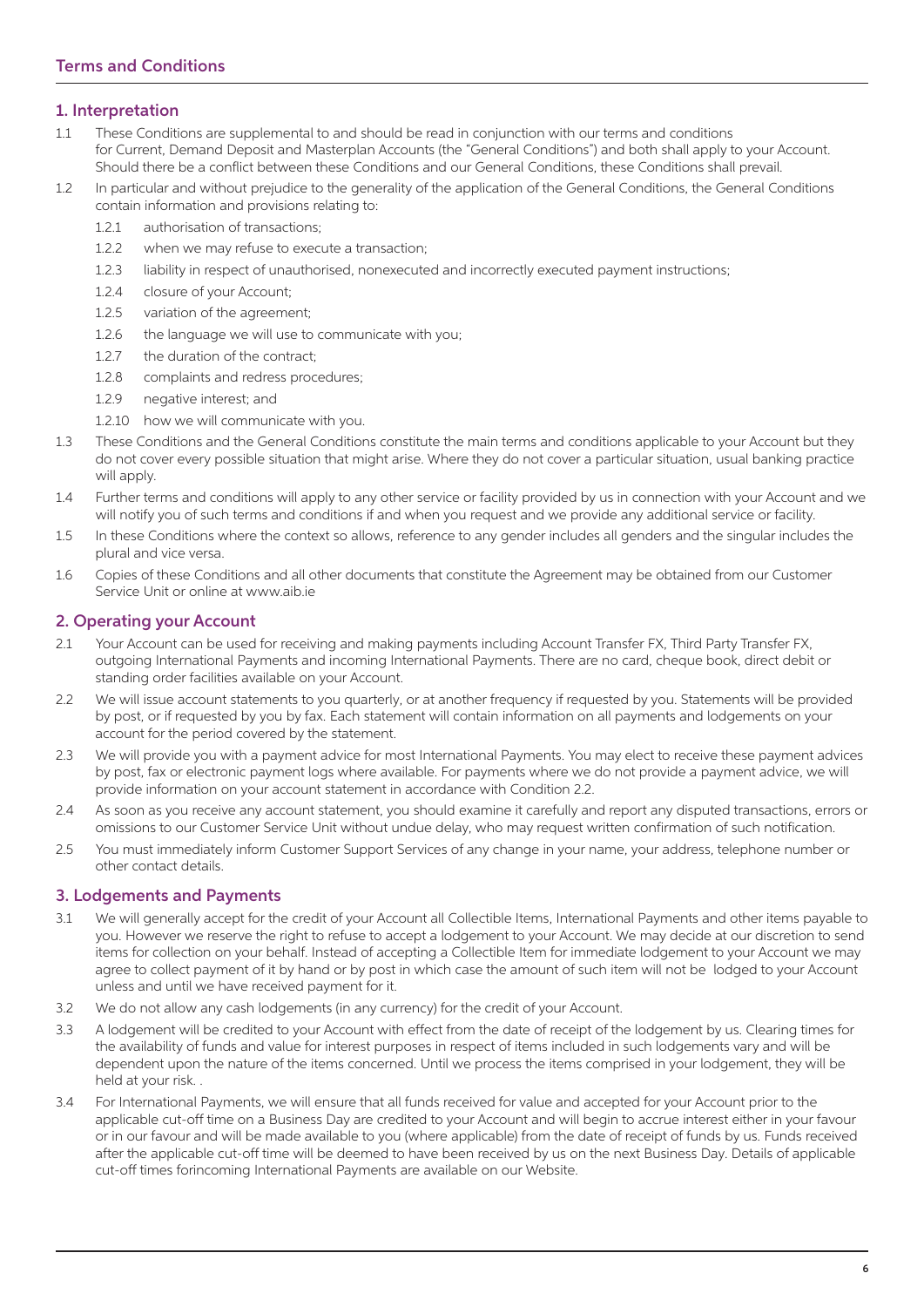## Terms and Conditions

### 1. Interpretation

1.1 These Conditions are supplemental to and should be read in conjunction with our terms and conditions for Current, Demand Deposit and Masterplan Accounts (the "General Conditions") and both shall apply to your Account. Should there be a conflict between these Conditions and our General Conditions, these Conditions shall prevail.

1.2 In particular and without prejudice to the generality of the application of the General Conditions, the General Conditions contain information and provisions relating to:

- 1.2.1 authorisation of transactions;
- 1.2.2 when we may refuse to execute a transaction;
- 1.2.3 liability in respect of unauthorised, nonexecuted and incorrectly executed payment instructions;
- 1.2.4 closure of your Account;
- 1.2.5 variation of the agreement;
- 1.2.6 the language we will use to communicate with you;
- 1.2.7 the duration of the contract;
- 1.2.8 complaints and redress procedures;
- 1.2.9 negative interest; and
- 1.2.10 how we will communicate with you.

1.3 These Conditions and the General Conditions constitute the main terms and conditions applicable to your Account but they do not cover every possible situation that might arise. Where they do not cover a particular situation, usual banking practice will apply.

1.4 Further terms and conditions will apply to any other service or facility provided by us in connection with your Account and we will notify you of such terms and conditions if and when you request and we provide any additional service or facility.

1.5 In these Conditions where the context so allows, reference to any gender includes all genders and the singular includes the plural and vice versa.

1.6 Copies of these Conditions and all other documents that constitute the Agreement may be obtained from our Customer Service Unit or online at www.aib.ie

### 2. Operating your Account

2.1 Your Account can be used for receiving and making payments including Account Transfer FX, Third Party Transfer FX, outgoing International Payments and incoming International Payments. There are no card, cheque book, direct debit or standing order facilities available on your Account.

2.2 We will issue account statements to you quarterly, or at another frequency if requested by you. Statements will be provided by post, or if requested by you by fax. Each statement will contain information on all payments and lodgements on your account for the period covered by the statement.

2.3 We will provide you with a payment advice for most International Payments. You may elect to receive these payment advices by post, fax or electronic payment logs where available. For payments where we do not provide a payment advice, we will provide information on your account statement in accordance with Condition 2.2.

2.4 As soon as you receive any account statement, you should examine it carefully and report any disputed transactions, errors or omissions to our Customer Service Unit without undue delay, who may request written confirmation of such notification.

2.5 You must immediately inform Customer Support Services of any change in your name, your address, telephone number or other contact details.

### 3. Lodgements and Payments

3.1 We will generally accept for the credit of your Account all Collectible Items, International Payments and other items payable to you. However we reserve the right to refuse to accept a lodgement to your Account. We may decide at our discretion to send items for collection on your behalf. Instead of accepting a Collectible Item for immediate lodgement to your Account we may agree to collect payment of it by hand or by post in which case the amount of such item will not be lodged to your Account unless and until we have received payment for it.

3.2 We do not allow any cash lodgements (in any currency) for the credit of your Account.

3.3 A lodgement will be credited to your Account with effect from the date of receipt of the lodgement by us. Clearing times for the availability of funds and value for interest purposes in respect of items included in such lodgements vary and will be dependent upon the nature of the items concerned. Until we process the items comprised in your lodgement, they will be held at your risk. .

3.4 For International Payments, we will ensure that all funds received for value and accepted for your Account prior to the applicable cut-off time on a Business Day are credited to your Account and will begin to accrue interest either in your favour or in our favour and will be made available to you (where applicable) from the date of receipt of funds by us. Funds received after the applicable cut-off time will be deemed to have been received by us on the next Business Day. Details of applicable cut-off times forincoming International Payments are available on our Website.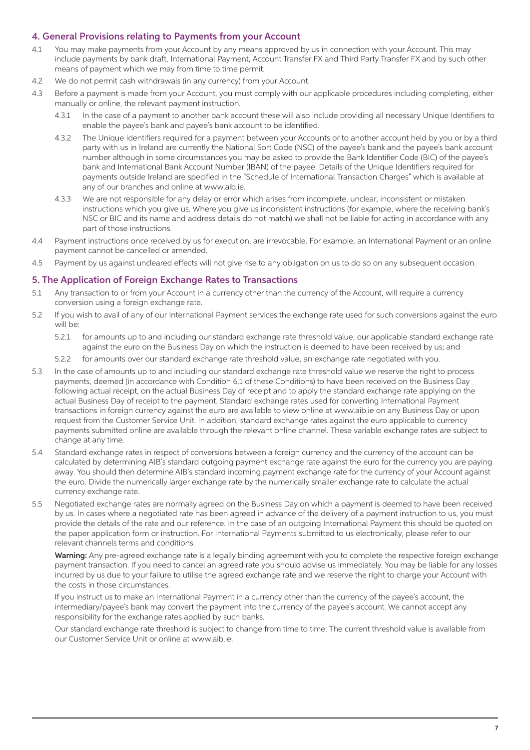## 4. General Provisions relating to Payments from your Account

4.1 You may make payments from your Account by any means approved by us in connection with your Account. This may include payments by bank draft, International Payment, Account Transfer FX and Third Party Transfer FX and by such other means of payment which we may from time to time permit.

4.2 We do not permit cash withdrawals (in any currency) from your Account.

4.3 Before a payment is made from your Account, you must comply with our applicable procedures including completing, either manually or online, the relevant payment instruction.

4.3.1 In the case of a payment to another bank account these will also include providing all necessary Unique Identifiers to enable the payee's bank and payee's bank account to be identified.

4.3.2 The Unique Identifiers required for a payment between your Accounts or to another account held by you or by a third party with us in Ireland are currently the National Sort Code (NSC) of the payee's bank and the payee's bank account number although in some circumstances you may be asked to provide the Bank Identifier Code (BIC) of the payee's bank and International Bank Account Number (IBAN) of the payee. Details of the Unique Identifiers required for payments outside Ireland are specified in the "Schedule of International Transaction Charges" which is available at any of our branches and online at www.aib.ie.

4.3.3 We are not responsible for any delay or error which arises from incomplete, unclear, inconsistent or mistaken instructions which you give us. Where you give us inconsistent instructions (for example, where the receiving bank's NSC or BIC and its name and address details do not match) we shall not be liable for acting in accordance with any part of those instructions.

4.4 Payment instructions once received by us for execution, are irrevocable. For example, an International Payment or an online payment cannot be cancelled or amended.

4.5 Payment by us against uncleared effects will not give rise to any obligation on us to do so on any subsequent occasion.

## 5. The Application of Foreign Exchange Rates to Transactions

5.1 Any transaction to or from your Account in a currency other than the currency of the Account, will require a currency conversion using a foreign exchange rate.

5.2 If you wish to avail of any of our International Payment services the exchange rate used for such conversions against the euro will be:

5.2.1 for amounts up to and including our standard exchange rate threshold value, our applicable standard exchange rate against the euro on the Business Day on which the instruction is deemed to have been received by us; and

5.2.2 for amounts over our standard exchange rate threshold value, an exchange rate negotiated with you.

5.3 In the case of amounts up to and including our standard exchange rate threshold value we reserve the right to process payments, deemed (in accordance with Condition 6.1 of these Conditions) to have been received on the Business Day following actual receipt, on the actual Business Day of receipt and to apply the standard exchange rate applying on the actual Business Day of receipt to the payment. Standard exchange rates used for converting International Payment transactions in foreign currency against the euro are available to view online at www.aib.ie on any Business Day or upon request from the Customer Service Unit. In addition, standard exchange rates against the euro applicable to currency payments submitted online are available through the relevant online channel. These variable exchange rates are subject to change at any time.

5.4 Standard exchange rates in respect of conversions between a foreign currency and the currency of the account can be calculated by determining AIB's standard outgoing payment exchange rate against the euro for the currency you are paying away. You should then determine AIB's standard incoming payment exchange rate for the currency of your Account against the euro. Divide the numerically larger exchange rate by the numerically smaller exchange rate to calculate the actual currency exchange rate.

5.5 Negotiated exchange rates are normally agreed on the Business Day on which a payment is deemed to have been received by us. In cases where a negotiated rate has been agreed in advance of the delivery of a payment instruction to us, you must provide the details of the rate and our reference. In the case of an outgoing International Payment this should be quoted on the paper application form or instruction. For International Payments submitted to us electronically, please refer to our relevant channels terms and conditions.

**Warning:** Any pre-agreed exchange rate is a legally binding agreement with you to complete the respective foreign exchange payment transaction. If you need to cancel an agreed rate you should advise us immediately. You may be liable for any losses incurred by us due to your failure to utilise the agreed exchange rate and we reserve the right to charge your Account with the costs in those circumstances.

If you instruct us to make an International Payment in a currency other than the currency of the payee's account, the intermediary/payee's bank may convert the payment into the currency of the payee's account. We cannot accept any responsibility for the exchange rates applied by such banks.

Our standard exchange rate threshold is subject to change from time to time. The current threshold value is available from our Customer Service Unit or online at www.aib.ie.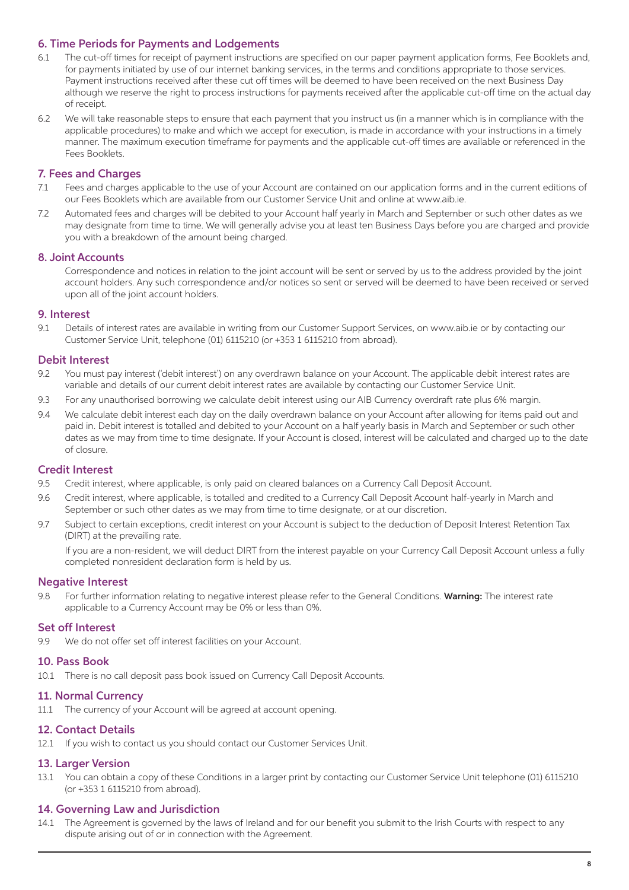## 6. Time Periods for Payments and Lodgements

6.1 The cut-off times for receipt of payment instructions are specified on our paper payment application forms, Fee Booklets and, for payments initiated by use of our internet banking services, in the terms and conditions appropriate to those services. Payment instructions received after these cut off times will be deemed to have been received on the next Business Day although we reserve the right to process instructions for payments received after the applicable cut-off time on the actual day of receipt.

6.2 We will take reasonable steps to ensure that each payment that you instruct us (in a manner which is in compliance with the applicable procedures) to make and which we accept for execution, is made in accordance with your instructions in a timely manner. The maximum execution timeframe for payments and the applicable cut-off times are available or referenced in the Fees Booklets.

## 7. Fees and Charges

7.1 Fees and charges applicable to the use of your Account are contained on our application forms and in the current editions of our Fees Booklets which are available from our Customer Service Unit and online at www.aib.ie.

7.2 Automated fees and charges will be debited to your Account half yearly in March and September or such other dates as we may designate from time to time. We will generally advise you at least ten Business Days before you are charged and provide you with a breakdown of the amount being charged.

## 8. Joint Accounts

Correspondence and notices in relation to the joint account will be sent or served by us to the address provided by the joint account holders. Any such correspondence and/or notices so sent or served will be deemed to have been received or served upon all of the joint account holders.

## 9. Interest

9.1 Details of interest rates are available in writing from our Customer Support Services, on www.aib.ie or by contacting our Customer Service Unit, telephone (01) 6115210 (or +353 1 6115210 from abroad).

### Debit Interest

9.2 You must pay interest ('debit interest') on any overdrawn balance on your Account. The applicable debit interest rates are variable and details of our current debit interest rates are available by contacting our Customer Service Unit.

9.3 For any unauthorised borrowing we calculate debit interest using our AIB Currency overdraft rate plus 6% margin.

9.4 We calculate debit interest each day on the daily overdrawn balance on your Account after allowing for items paid out and paid in. Debit interest is totalled and debited to your Account on a half yearly basis in March and September or such other dates as we may from time to time designate. If your Account is closed, interest will be calculated and charged up to the date of closure.

### Credit Interest

9.5 Credit interest, where applicable, is only paid on cleared balances on a Currency Call Deposit Account.

9.6 Credit interest, where applicable, is totalled and credited to a Currency Call Deposit Account half-yearly in March and September or such other dates as we may from time to time designate, or at our discretion.

9.7 Subject to certain exceptions, credit interest on your Account is subject to the deduction of Deposit Interest Retention Tax (DIRT) at the prevailing rate.

If you are a non-resident, we will deduct DIRT from the interest payable on your Currency Call Deposit Account unless a fully completed nonresident declaration form is held by us.

### Negative Interest

9.8 For further information relating to negative interest please refer to the General Conditions. **Warning:** The interest rate applicable to a Currency Account may be 0% or less than 0%.

### Set off Interest

9.9 We do not offer set off interest facilities on your Account.

## 10. Pass Book

10.1 There is no call deposit pass book issued on Currency Call Deposit Accounts.

## 11. Normal Currency

11.1 The currency of your Account will be agreed at account opening.

## 12. Contact Details

12.1 If you wish to contact us you should contact our Customer Services Unit.

## 13. Larger Version

13.1 You can obtain a copy of these Conditions in a larger print by contacting our Customer Service Unit telephone (01) 6115210 (or +353 1 6115210 from abroad).

## 14. Governing Law and Jurisdiction

14.1 The Agreement is governed by the laws of Ireland and for our benefit you submit to the Irish Courts with respect to any dispute arising out of or in connection with the Agreement.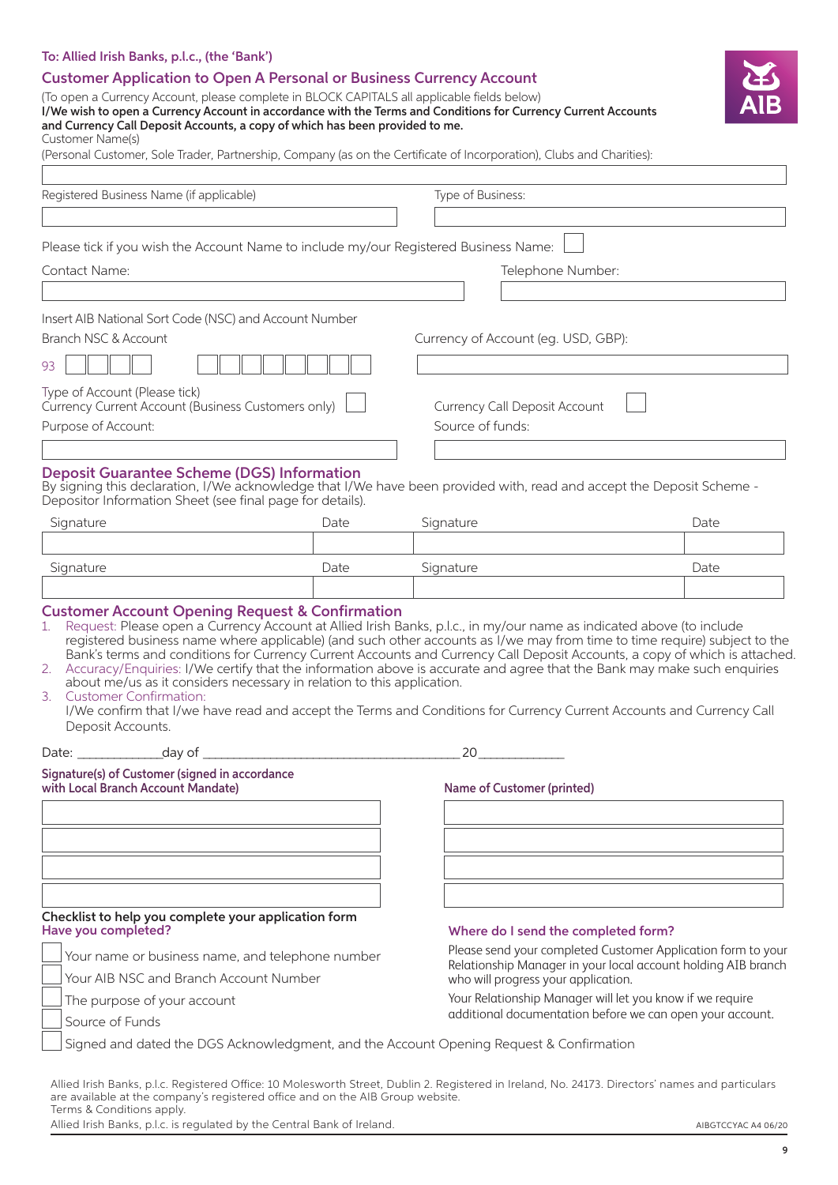**To: Allied Irish Banks, p.l.c., (the 'Bank')**

## Customer Application to Open A Personal or Business Currency Account

(To open a Currency Account, please complete in BLOCK CAPITALS all applicable fields below)

**I/We wish to open a Currency Account in accordance with the Terms and Conditions for Currency Current Accounts and Currency Call Deposit Accounts, a copy of which has been provided to me.**

Customer Name(s)

(Personal Customer, Sole Trader, Partnership, Company (as on the Certificate of Incorporation), Clubs and Charities):

Registered Business Name (if applicable)

Type of Business:

Please tick if you wish the Account Name to include my/our Registered Business Name: ☐

Contact Name:

Telephone Number:

Insert AIB National Sort Code (NSC) and Account Number

Branch NSC & Account

93 ☐☐☐☐ ☐☐☐☐☐☐☐☐

Currency of Account (eg. USD, GBP):

Type of Account (Please tick)

Currency Current Account (Business Customers only) ☐

Currency Call Deposit Account ☐

Purpose of Account:

Source of funds:

## Deposit Guarantee Scheme (DGS) Information

By signing this declaration, I/We acknowledge that I/We have been provided with, read and accept the Deposit Scheme - Depositor Information Sheet (see final page for details).

| Signature | Date | Signature | Date |
|---|---|---|---|
| | | | |
| Signature | Date | Signature | Date |
| | | | |

## Customer Account Opening Request & Confirmation

1. Request: Please open a Currency Account at Allied Irish Banks, p.l.c., in my/our name as indicated above (to include registered business name where applicable) (and such other accounts as I/we may from time to time require) subject to the Bank's terms and conditions for Currency Current Accounts and Currency Call Deposit Accounts, a copy of which is attached.
2. Accuracy/Enquiries: I/We certify that the information above is accurate and agree that the Bank may make such enquiries about me/us as it considers necessary in relation to this application.
3. Customer Confirmation:
   I/We confirm that I/we have read and accept the Terms and Conditions for Currency Current Accounts and Currency Call Deposit Accounts.

Date: ____________day of ______________________________________20____________

| Signature(s) of Customer (signed in accordance with Local Branch Account Mandate) | Name of Customer (printed) |
|---|---|
| | |
| | |
| | |
| | |

**Checklist to help you complete your application form**

**Have you completed?**

- ☐ Your name or business name, and telephone number
- ☐ Your AIB NSC and Branch Account Number
- ☐ The purpose of your account
- ☐ Source of Funds
- ☐ Signed and dated the DGS Acknowledgment, and the Account Opening Request & Confirmation

**Where do I send the completed form?**

Please send your completed Customer Application form to your Relationship Manager in your local account holding AIB branch who will progress your application.

Your Relationship Manager will let you know if we require additional documentation before we can open your account.

Allied Irish Banks, p.l.c. Registered Office: 10 Molesworth Street, Dublin 2. Registered in Ireland, No. 24173. Directors' names and particulars are available at the company's registered office and on the AIB Group website.
Terms & Conditions apply.
Allied Irish Banks, p.l.c. is regulated by the Central Bank of Ireland.

AIBGTCCYAC A4 06/20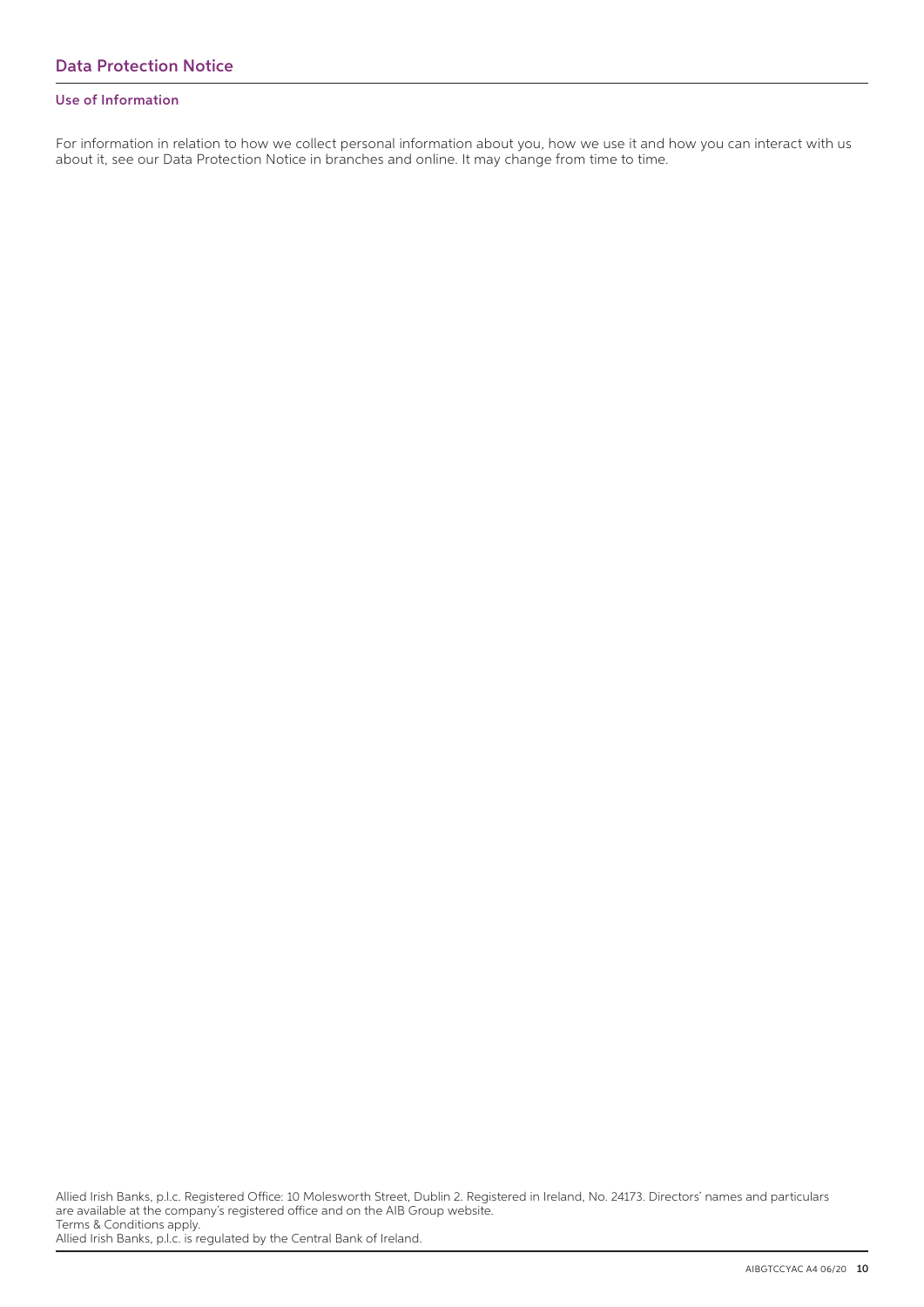## Data Protection Notice

### Use of Information

For information in relation to how we collect personal information about you, how we use it and how you can interact with us about it, see our Data Protection Notice in branches and online. It may change from time to time.

Allied Irish Banks, p.l.c. Registered Office: 10 Molesworth Street, Dublin 2. Registered in Ireland, No. 24173. Directors' names and particulars are available at the company's registered office and on the AIB Group website.
Terms & Conditions apply.
Allied Irish Banks, p.l.c. is regulated by the Central Bank of Ireland.

AIBGTCCYAC A4 06/20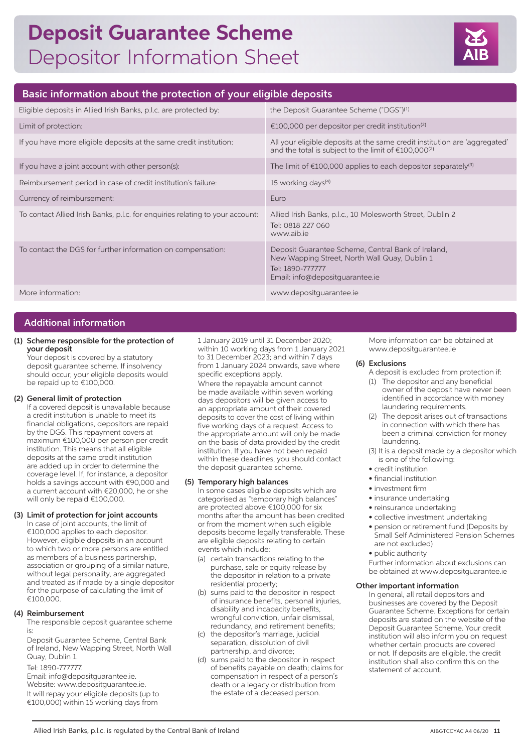# Deposit Guarantee Scheme
Depositor Information Sheet

## Basic information about the protection of your eligible deposits

| | |
|---|---|
| Eligible deposits in Allied Irish Banks, p.l.c. are protected by: | the Deposit Guarantee Scheme ("DGS")[1] |
| Limit of protection: | €100,000 per depositor per credit institution[2] |
| If you have more eligible deposits at the same credit institution: | All your eligible deposits at the same credit institution are 'aggregated' and the total is subject to the limit of €100,000[2] |
| If you have a joint account with other person(s): | The limit of €100,000 applies to each depositor separately[3] |
| Reimbursement period in case of credit institution's failure: | 15 working days[4] |
| Currency of reimbursement: | Euro |
| To contact Allied Irish Banks, p.l.c. for enquiries relating to your account: | Allied Irish Banks, p.l.c., 10 Molesworth Street, Dublin 2<br>Tel: 0818 227 060<br>www.aib.ie |
| To contact the DGS for further information on compensation: | Deposit Guarantee Scheme, Central Bank of Ireland, New Wapping Street, North Wall Quay, Dublin 1<br>Tel: 1890-777777<br>Email: info@depositguarantee.ie |
| More information: | www.depositguarantee.ie |

## Additional information

**(1) Scheme responsible for the protection of your deposit**

Your deposit is covered by a statutory deposit guarantee scheme. If insolvency should occur, your eligible deposits would be repaid up to €100,000.

**(2) General limit of protection**

If a covered deposit is unavailable because a credit institution is unable to meet its financial obligations, depositors are repaid by the DGS. This repayment covers at maximum €100,000 per person per credit institution. This means that all eligible deposits at the same credit institution are added up in order to determine the coverage level. If, for instance, a depositor holds a savings account with €90,000 and a current account with €20,000, he or she will only be repaid €100,000.

**(3) Limit of protection for joint accounts**

In case of joint accounts, the limit of €100,000 applies to each depositor. However, eligible deposits in an account to which two or more persons are entitled as members of a business partnership, association or grouping of a similar nature, without legal personality, are aggregated and treated as if made by a single depositor for the purpose of calculating the limit of €100,000.

**(4) Reimbursement**

The responsible deposit guarantee scheme is:

Deposit Guarantee Scheme, Central Bank of Ireland, New Wapping Street, North Wall Quay, Dublin 1.

Tel: 1890-777777.
Email: info@depositguarantee.ie.
Website: www.depositguarantee.ie.

It will repay your eligible deposits (up to €100,000) within 15 working days from 1 January 2019 until 31 December 2020; within 10 working days from 1 January 2021 to 31 December 2023; and within 7 days from 1 January 2024 onwards, save where specific exceptions apply.

Where the repayable amount cannot be made available within seven working days depositors will be given access to an appropriate amount of their covered deposits to cover the cost of living within five working days of a request. Access to the appropriate amount will only be made on the basis of data provided by the credit institution. If you have not been repaid within these deadlines, you should contact the deposit guarantee scheme.

**(5) Temporary high balances**

In some cases eligible deposits which are categorised as "temporary high balances" are protected above €100,000 for six months after the amount has been credited or from the moment when such eligible deposits become legally transferable. These are eligible deposits relating to certain events which include:

(a) certain transactions relating to the purchase, sale or equity release by the depositor in relation to a private residential property;
(b) sums paid to the depositor in respect of insurance benefits, personal injuries, disability and incapacity benefits, wrongful conviction, unfair dismissal, redundancy, and retirement benefits;
(c) the depositor's marriage, judicial separation, dissolution of civil partnership, and divorce;
(d) sums paid to the depositor in respect of benefits payable on death; claims for compensation in respect of a person's death or a legacy or distribution from the estate of a deceased person.

More information can be obtained at www.depositguarantee.ie

**(6) Exclusions**

A deposit is excluded from protection if:

(1) The depositor and any beneficial owner of the deposit have never been identified in accordance with money laundering requirements.
(2) The deposit arises out of transactions in connection with which there has been a criminal conviction for money laundering.
(3) It is a deposit made by a depositor which is one of the following:

- credit institution
- financial institution
- investment firm
- insurance undertaking
- reinsurance undertaking
- collective investment undertaking
- pension or retirement fund (Deposits by Small Self Administered Pension Schemes are not excluded)
- public authority

Further information about exclusions can be obtained at www.depositguarantee.ie

**Other important information**

In general, all retail depositors and businesses are covered by the Deposit Guarantee Scheme. Exceptions for certain deposits are stated on the website of the Deposit Guarantee Scheme. Your credit institution will also inform you on request whether certain products are covered or not. If deposits are eligible, the credit institution shall also confirm this on the statement of account.

Allied Irish Banks, p.l.c. is regulated by the Central Bank of Ireland